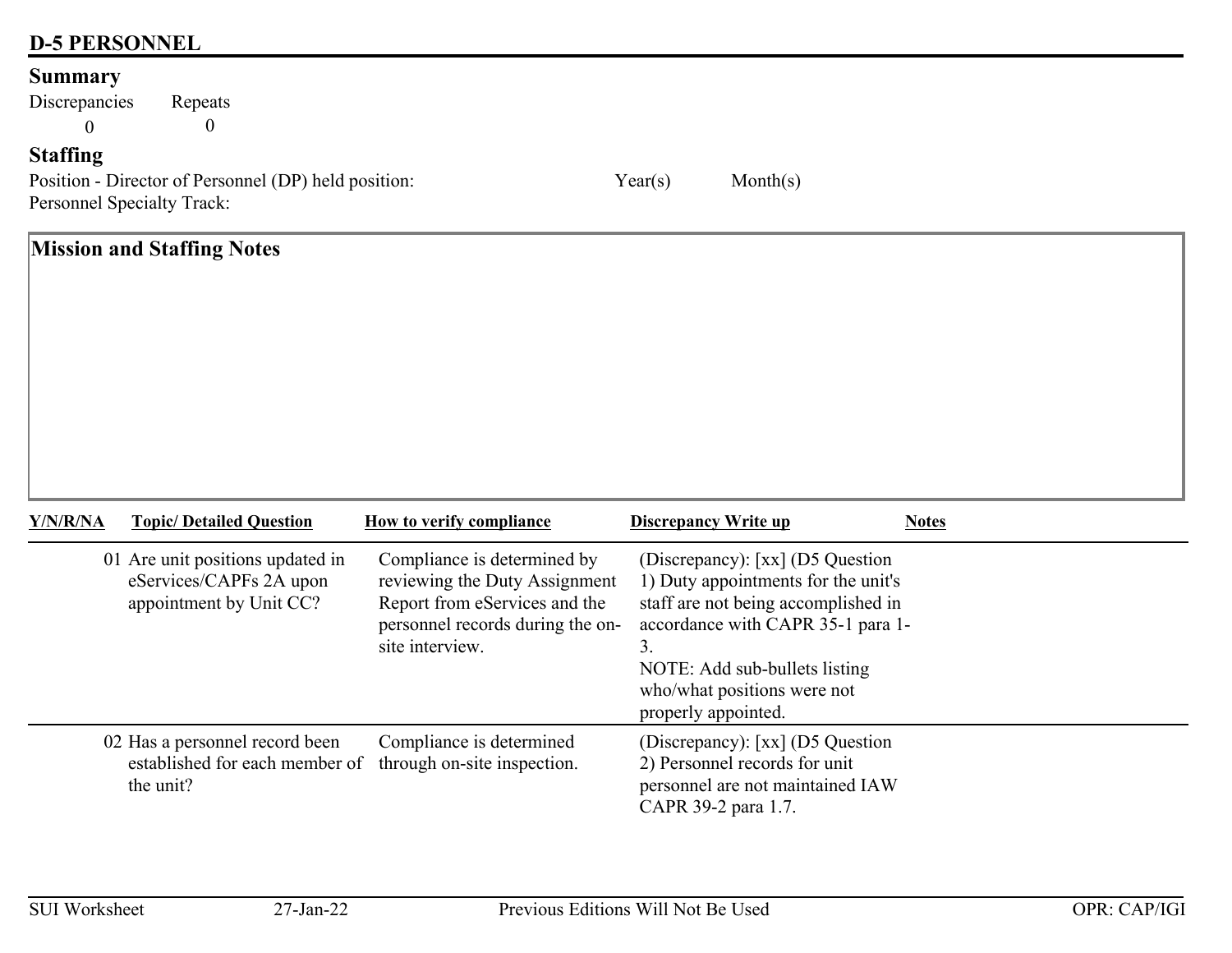# D-5 PERSONNEL

## Summary

| Discrepancies | Repeats |
|---|---|
| 0 | 0 |

## Staffing

Position - Director of Personnel (DP) held position: Year(s) Month(s)

Personnel Specialty Track:

### Mission and Staffing Notes

| Y/N/R/NA | | Topic/ Detailed Question | How to verify compliance | Discrepancy Write up | Notes |
|---|---|---|---|---|---|
| | 01 | Are unit positions updated in eServices/CAPFs 2A upon appointment by Unit CC? | Compliance is determined by reviewing the Duty Assignment Report from eServices and the personnel records during the on-site interview. | (Discrepancy): [xx] (D5 Question 1) Duty appointments for the unit's staff are not being accomplished in accordance with CAPR 35-1 para 1-3. NOTE: Add sub-bullets listing who/what positions were not properly appointed. | |
| | 02 | Has a personnel record been established for each member of the unit? | Compliance is determined through on-site inspection. | (Discrepancy): [xx] (D5 Question 2) Personnel records for unit personnel are not maintained IAW CAPR 39-2 para 1.7. | |

SUI Worksheet 27-Jan-22 Previous Editions Will Not Be Used OPR: CAP/IGI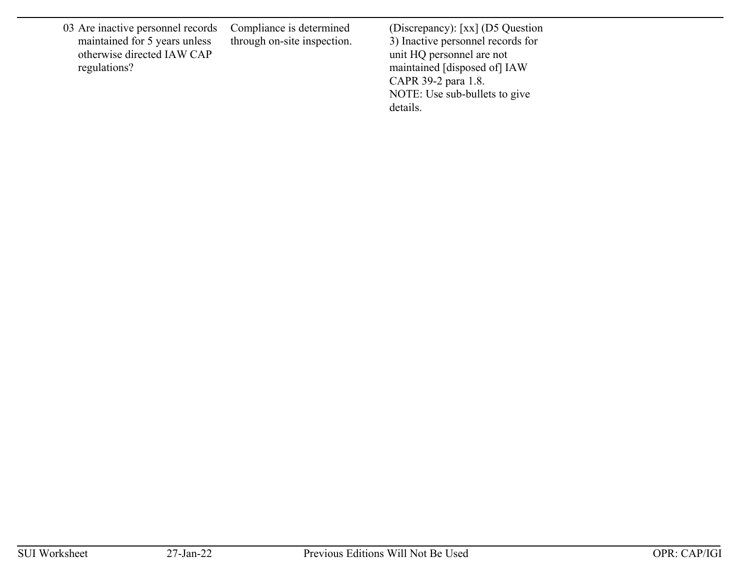| | | | | |
|---|---|---|---|---|
| 03 | Are inactive personnel records maintained for 5 years unless otherwise directed IAW CAP regulations? | Compliance is determined through on-site inspection. | (Discrepancy): [xx] (D5 Question 3) Inactive personnel records for unit HQ personnel are not maintained [disposed of] IAW CAPR 39-2 para 1.8.<br>NOTE: Use sub-bullets to give details. | |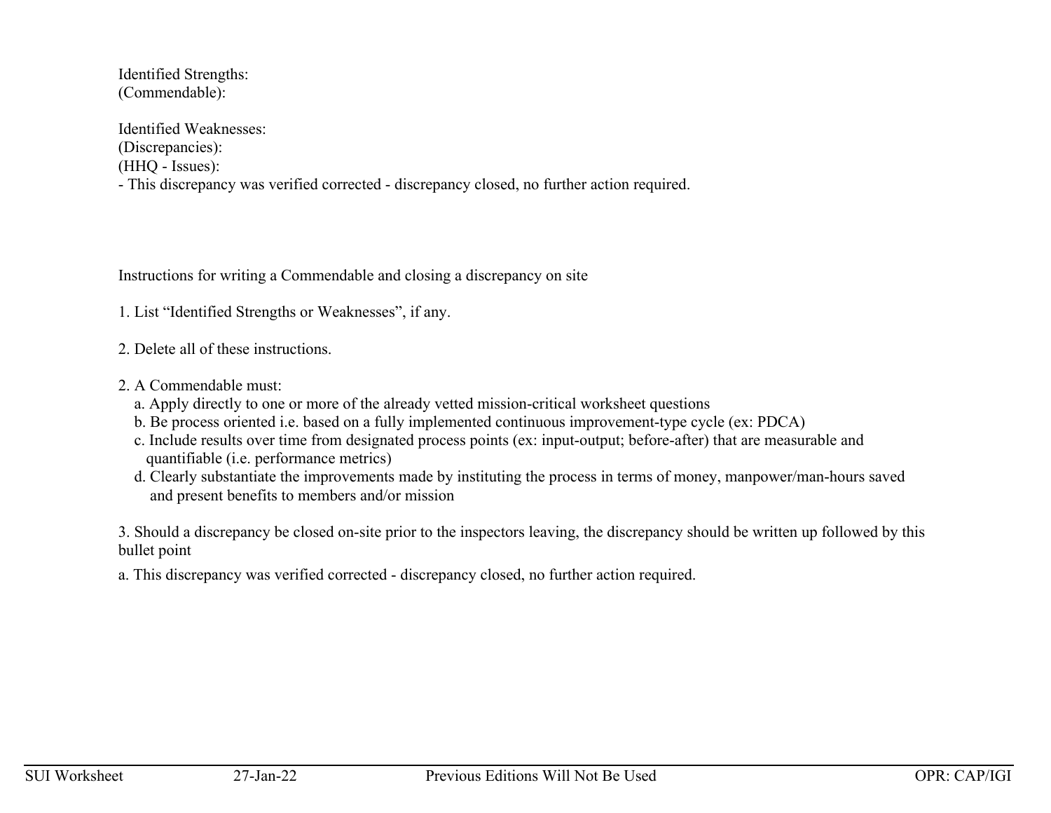Identified Strengths:
(Commendable):

Identified Weaknesses:
(Discrepancies):
(HHQ - Issues):
- This discrepancy was verified corrected - discrepancy closed, no further action required.

Instructions for writing a Commendable and closing a discrepancy on site

1. List "Identified Strengths or Weaknesses", if any.

2. Delete all of these instructions.

2. A Commendable must:
   a. Apply directly to one or more of the already vetted mission-critical worksheet questions
   b. Be process oriented i.e. based on a fully implemented continuous improvement-type cycle (ex: PDCA)
   c. Include results over time from designated process points (ex: input-output; before-after) that are measurable and quantifiable (i.e. performance metrics)
   d. Clearly substantiate the improvements made by instituting the process in terms of money, manpower/man-hours saved and present benefits to members and/or mission

3. Should a discrepancy be closed on-site prior to the inspectors leaving, the discrepancy should be written up followed by this bullet point

a. This discrepancy was verified corrected - discrepancy closed, no further action required.